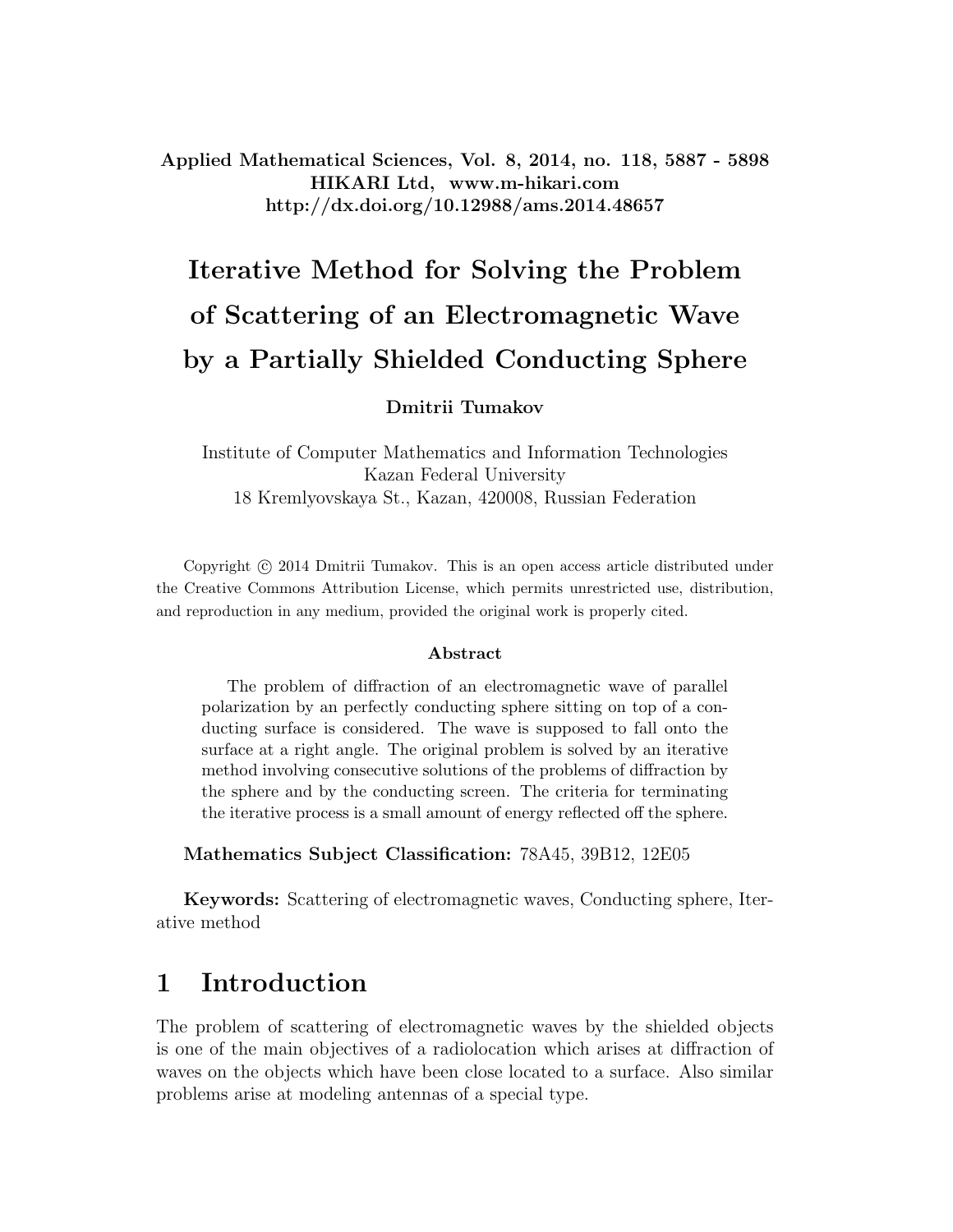Applied Mathematical Sciences, Vol. 8, 2014, no. 118, 5887 - 5898
HIKARI Ltd, www.m-hikari.com
http://dx.doi.org/10.12988/ams.2014.48657

# Iterative Method for Solving the Problem of Scattering of an Electromagnetic Wave by a Partially Shielded Conducting Sphere

**Dmitrii Tumakov**

Institute of Computer Mathematics and Information Technologies
Kazan Federal University
18 Kremlyovskaya St., Kazan, 420008, Russian Federation

Copyright © 2014 Dmitrii Tumakov. This is an open access article distributed under the Creative Commons Attribution License, which permits unrestricted use, distribution, and reproduction in any medium, provided the original work is properly cited.

**Abstract**

The problem of diffraction of an electromagnetic wave of parallel polarization by an perfectly conducting sphere sitting on top of a conducting surface is considered. The wave is supposed to fall onto the surface at a right angle. The original problem is solved by an iterative method involving consecutive solutions of the problems of diffraction by the sphere and by the conducting screen. The criteria for terminating the iterative process is a small amount of energy reflected off the sphere.

**Mathematics Subject Classification:** 78A45, 39B12, 12E05

**Keywords:** Scattering of electromagnetic waves, Conducting sphere, Iterative method

## 1 Introduction

The problem of scattering of electromagnetic waves by the shielded objects is one of the main objectives of a radiolocation which arises at diffraction of waves on the objects which have been close located to a surface. Also similar problems arise at modeling antennas of a special type.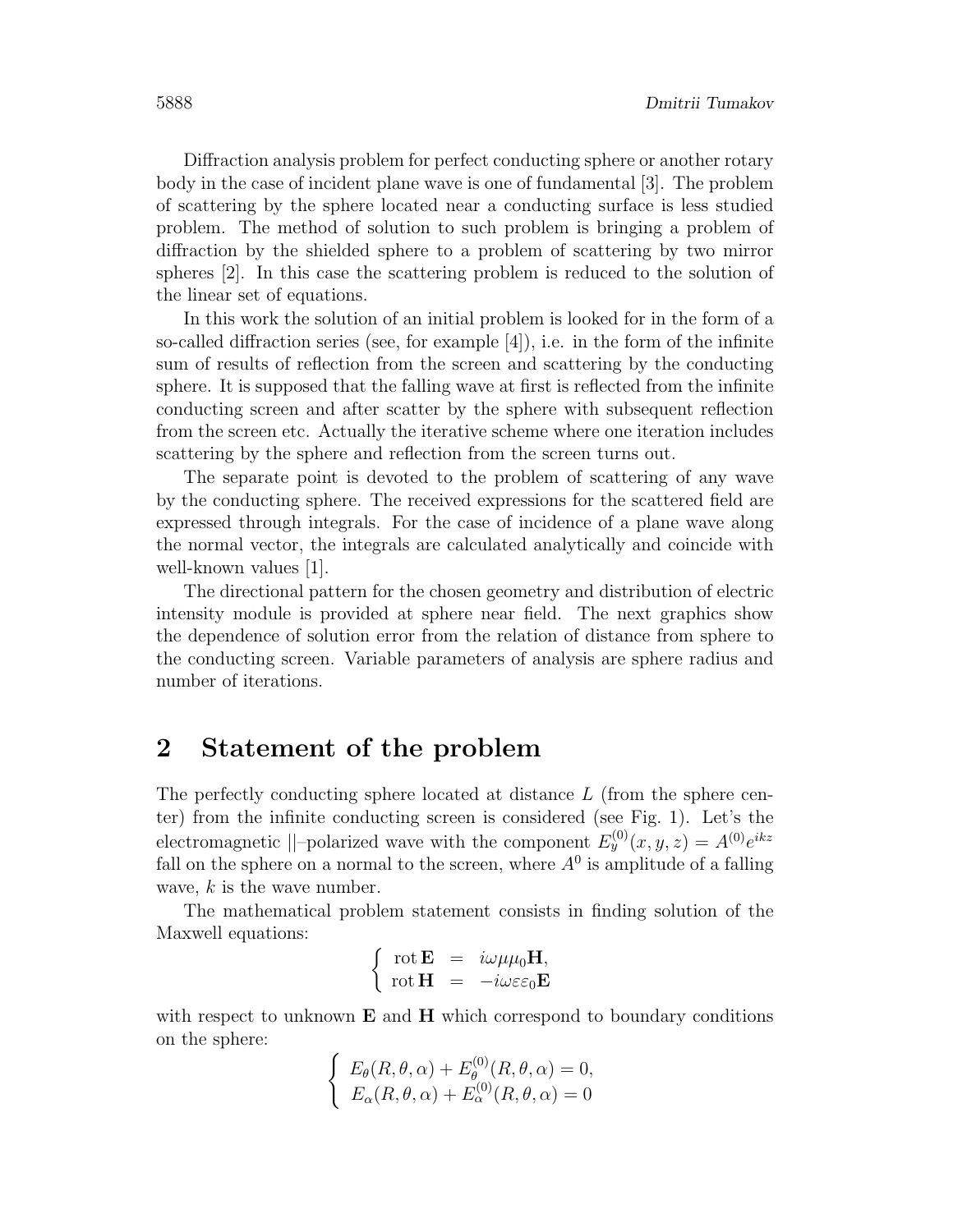Diffraction analysis problem for perfect conducting sphere or another rotary body in the case of incident plane wave is one of fundamental [3]. The problem of scattering by the sphere located near a conducting surface is less studied problem. The method of solution to such problem is bringing a problem of diffraction by the shielded sphere to a problem of scattering by two mirror spheres [2]. In this case the scattering problem is reduced to the solution of the linear set of equations.

In this work the solution of an initial problem is looked for in the form of a so-called diffraction series (see, for example [4]), i.e. in the form of the infinite sum of results of reflection from the screen and scattering by the conducting sphere. It is supposed that the falling wave at first is reflected from the infinite conducting screen and after scatter by the sphere with subsequent reflection from the screen etc. Actually the iterative scheme where one iteration includes scattering by the sphere and reflection from the screen turns out.

The separate point is devoted to the problem of scattering of any wave by the conducting sphere. The received expressions for the scattered field are expressed through integrals. For the case of incidence of a plane wave along the normal vector, the integrals are calculated analytically and coincide with well-known values [1].

The directional pattern for the chosen geometry and distribution of electric intensity module is provided at sphere near field. The next graphics show the dependence of solution error from the relation of distance from sphere to the conducting screen. Variable parameters of analysis are sphere radius and number of iterations.

## 2 Statement of the problem

The perfectly conducting sphere located at distance $L$ (from the sphere center) from the infinite conducting screen is considered (see Fig. 1). Let's the electromagnetic $||$–polarized wave with the component $E_y^{(0)}(x,y,z) = A^{(0)}e^{ikz}$ fall on the sphere on a normal to the screen, where $A^0$ is amplitude of a falling wave, $k$ is the wave number.

The mathematical problem statement consists in finding solution of the Maxwell equations:

$$\left\{ \begin{array}{rcl} \operatorname{rot} \mathbf{E} & = & i\omega\mu\mu_0\mathbf{H}, \\ \operatorname{rot} \mathbf{H} & = & -i\omega\varepsilon\varepsilon_0\mathbf{E} \end{array} \right.$$

with respect to unknown $\mathbf{E}$ and $\mathbf{H}$ which correspond to boundary conditions on the sphere:

$$\left\{ \begin{array}{l} E_\theta(R,\theta,\alpha) + E_\theta^{(0)}(R,\theta,\alpha) = 0, \\ E_\alpha(R,\theta,\alpha) + E_\alpha^{(0)}(R,\theta,\alpha) = 0 \end{array} \right.$$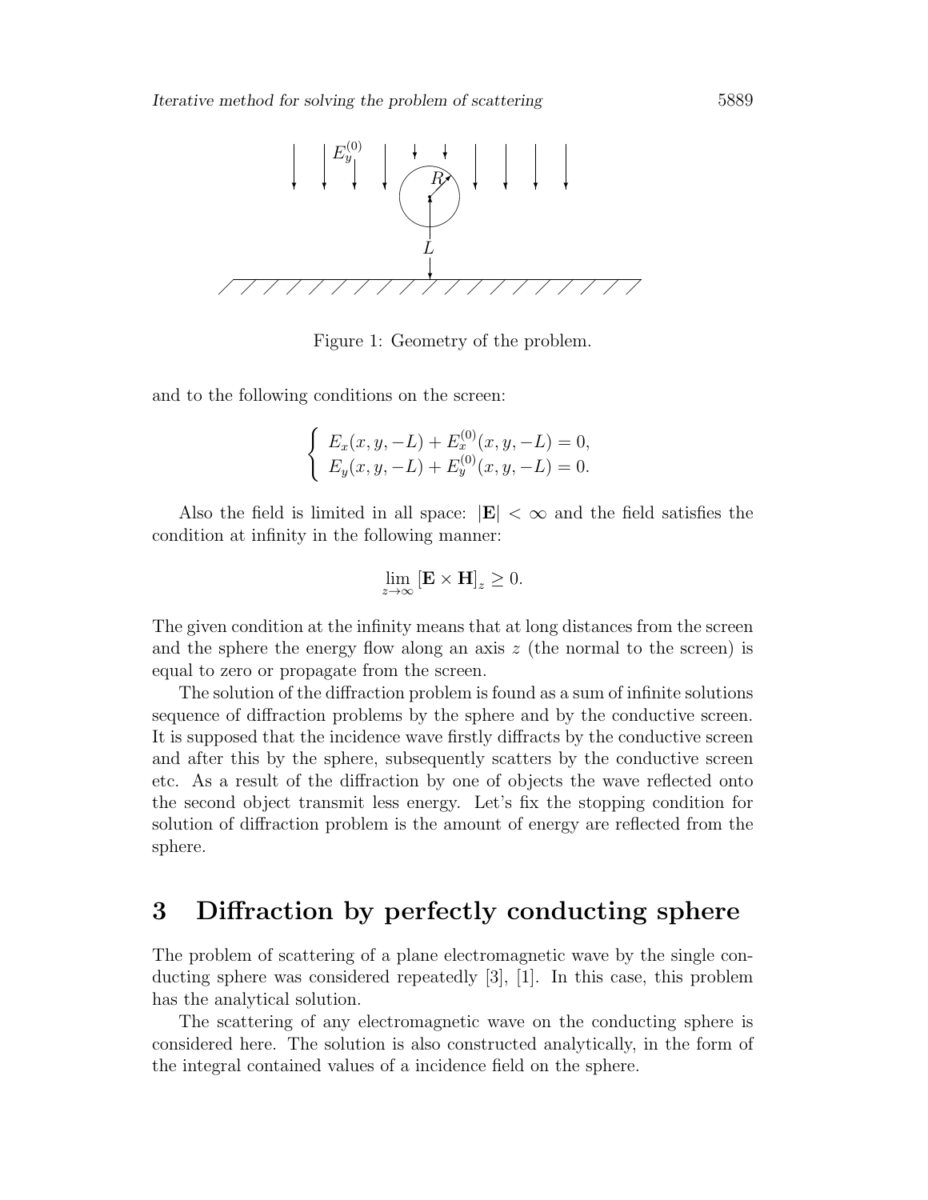Figure 1: Geometry of the problem.

and to the following conditions on the screen:

$$
\begin{cases} E_x(x, y, -L) + E_x^{(0)}(x, y, -L) = 0, \\ E_y(x, y, -L) + E_y^{(0)}(x, y, -L) = 0. \end{cases}
$$

Also the field is limited in all space: $|\mathbf{E}| < \infty$ and the field satisfies the condition at infinity in the following manner:

$$
\lim_{z \to \infty} [\mathbf{E} \times \mathbf{H}]_z \geq 0.
$$

The given condition at the infinity means that at long distances from the screen and the sphere the energy flow along an axis $z$ (the normal to the screen) is equal to zero or propagate from the screen.

The solution of the diffraction problem is found as a sum of infinite solutions sequence of diffraction problems by the sphere and by the conductive screen. It is supposed that the incidence wave firstly diffracts by the conductive screen and after this by the sphere, subsequently scatters by the conductive screen etc. As a result of the diffraction by one of objects the wave reflected onto the second object transmit less energy. Let's fix the stopping condition for solution of diffraction problem is the amount of energy are reflected from the sphere.

# 3 Diffraction by perfectly conducting sphere

The problem of scattering of a plane electromagnetic wave by the single conducting sphere was considered repeatedly [3], [1]. In this case, this problem has the analytical solution.

The scattering of any electromagnetic wave on the conducting sphere is considered here. The solution is also constructed analytically, in the form of the integral contained values of a incidence field on the sphere.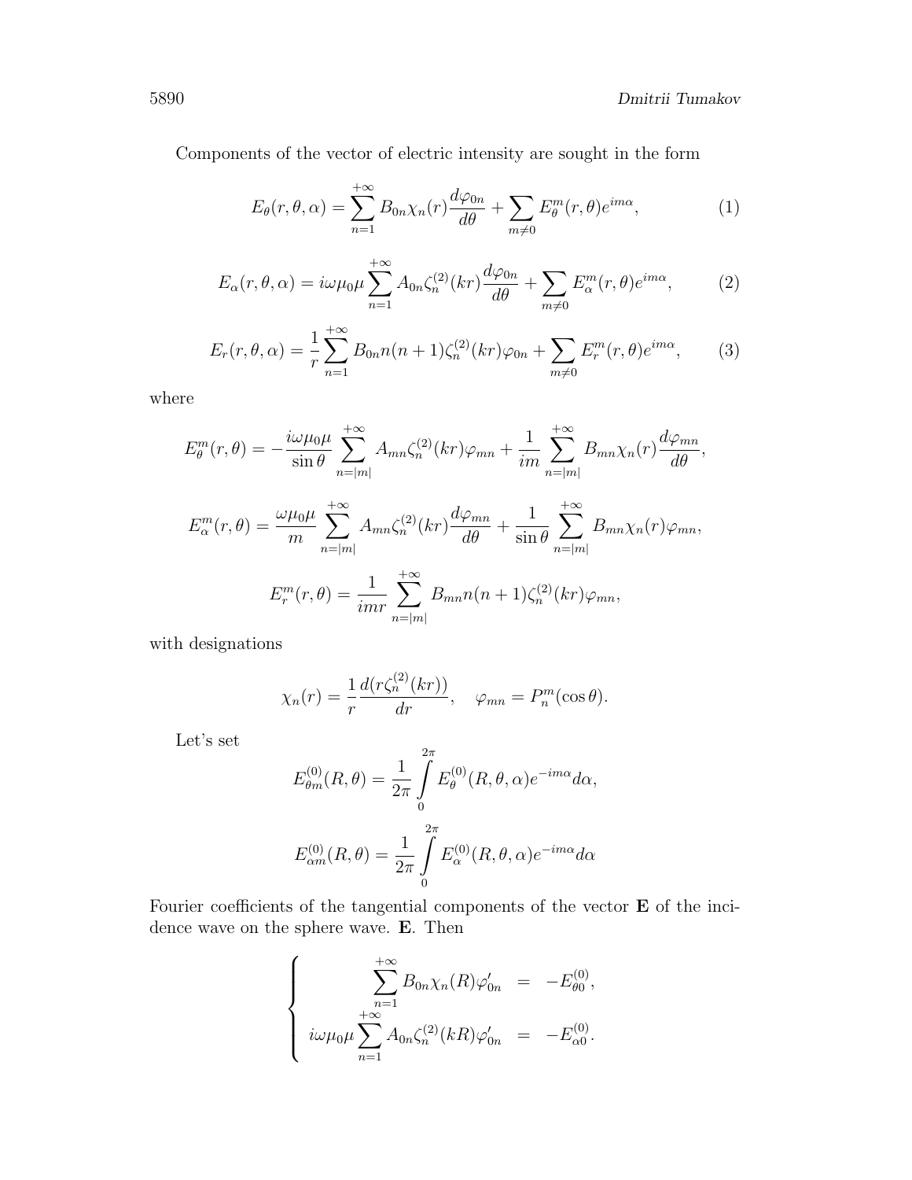Components of the vector of electric intensity are sought in the form

$$E_\theta(r,\theta,\alpha) = \sum_{n=1}^{+\infty} B_{0n}\chi_n(r)\frac{d\varphi_{0n}}{d\theta} + \sum_{m\neq 0} E_\theta^m(r,\theta)e^{im\alpha}, \tag{1}$$

$$E_\alpha(r,\theta,\alpha) = i\omega\mu_0\mu\sum_{n=1}^{+\infty} A_{0n}\zeta_n^{(2)}(kr)\frac{d\varphi_{0n}}{d\theta} + \sum_{m\neq 0} E_\alpha^m(r,\theta)e^{im\alpha}, \tag{2}$$

$$E_r(r,\theta,\alpha) = \frac{1}{r}\sum_{n=1}^{+\infty} B_{0n}n(n+1)\zeta_n^{(2)}(kr)\varphi_{0n} + \sum_{m\neq 0} E_r^m(r,\theta)e^{im\alpha}, \tag{3}$$

where

$$E_\theta^m(r,\theta) = -\frac{i\omega\mu_0\mu}{\sin\theta}\sum_{n=|m|}^{+\infty} A_{mn}\zeta_n^{(2)}(kr)\varphi_{mn} + \frac{1}{im}\sum_{n=|m|}^{+\infty} B_{mn}\chi_n(r)\frac{d\varphi_{mn}}{d\theta},$$

$$E_\alpha^m(r,\theta) = \frac{\omega\mu_0\mu}{m}\sum_{n=|m|}^{+\infty} A_{mn}\zeta_n^{(2)}(kr)\frac{d\varphi_{mn}}{d\theta} + \frac{1}{\sin\theta}\sum_{n=|m|}^{+\infty} B_{mn}\chi_n(r)\varphi_{mn},$$

$$E_r^m(r,\theta) = \frac{1}{imr}\sum_{n=|m|}^{+\infty} B_{mn}n(n+1)\zeta_n^{(2)}(kr)\varphi_{mn},$$

with designations

$$\chi_n(r) = \frac{1}{r}\frac{d(r\zeta_n^{(2)}(kr))}{dr}, \quad \varphi_{mn} = P_n^m(\cos\theta).$$

Let's set

$$E_{\theta m}^{(0)}(R,\theta) = \frac{1}{2\pi}\int_0^{2\pi} E_\theta^{(0)}(R,\theta,\alpha)e^{-im\alpha}d\alpha,$$

$$E_{\alpha m}^{(0)}(R,\theta) = \frac{1}{2\pi}\int_0^{2\pi} E_\alpha^{(0)}(R,\theta,\alpha)e^{-im\alpha}d\alpha$$

Fourier coefficients of the tangential components of the vector **E** of the incidence wave on the sphere wave. **E**. Then

$$\begin{cases} \displaystyle\sum_{n=1}^{+\infty} B_{0n}\chi_n(R)\varphi'_{0n} = -E_{\theta 0}^{(0)}, \\ \displaystyle i\omega\mu_0\mu\sum_{n=1}^{+\infty} A_{0n}\zeta_n^{(2)}(kR)\varphi'_{0n} = -E_{\alpha 0}^{(0)}. \end{cases}$$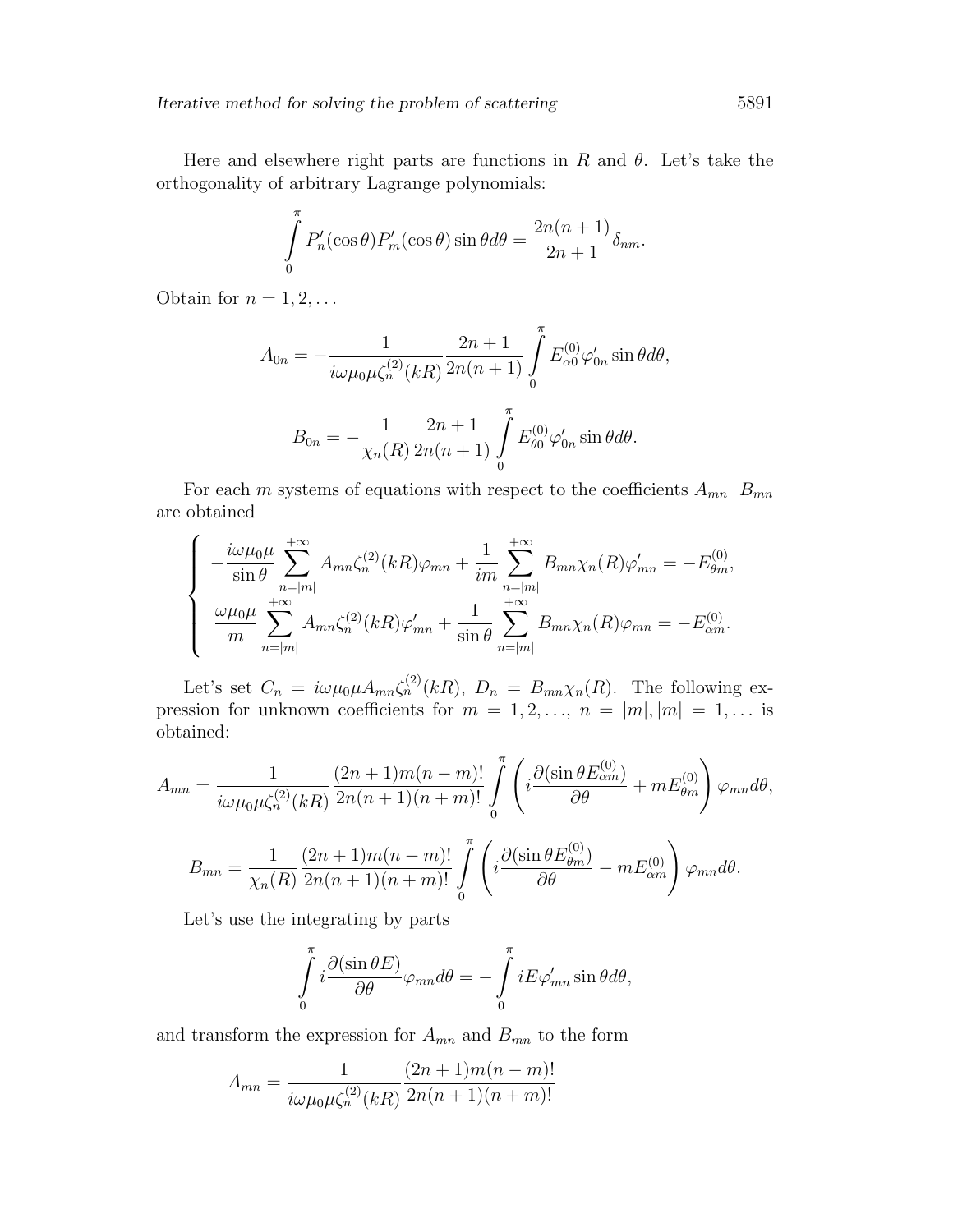Here and elsewhere right parts are functions in $R$ and $\theta$. Let's take the orthogonality of arbitrary Lagrange polynomials:

$$\int_0^\pi P_n'(\cos\theta)P_m'(\cos\theta)\sin\theta d\theta = \frac{2n(n+1)}{2n+1}\delta_{nm}.$$

Obtain for $n = 1, 2, \ldots$

$$A_{0n} = -\frac{1}{i\omega\mu_0\mu\zeta_n^{(2)}(kR)}\frac{2n+1}{2n(n+1)}\int_0^\pi E_{\alpha 0}^{(0)}\varphi_{0n}'\sin\theta d\theta,$$

$$B_{0n} = -\frac{1}{\chi_n(R)}\frac{2n+1}{2n(n+1)}\int_0^\pi E_{\theta 0}^{(0)}\varphi_{0n}'\sin\theta d\theta.$$

For each $m$ systems of equations with respect to the coefficients $A_{mn}$ $B_{mn}$ are obtained

$$\begin{cases} -\dfrac{i\omega\mu_0\mu}{\sin\theta}\displaystyle\sum_{n=|m|}^{+\infty} A_{mn}\zeta_n^{(2)}(kR)\varphi_{mn} + \frac{1}{im}\sum_{n=|m|}^{+\infty} B_{mn}\chi_n(R)\varphi_{mn}' = -E_{\theta m}^{(0)}, \\ \dfrac{\omega\mu_0\mu}{m}\displaystyle\sum_{n=|m|}^{+\infty} A_{mn}\zeta_n^{(2)}(kR)\varphi_{mn}' + \frac{1}{\sin\theta}\sum_{n=|m|}^{+\infty} B_{mn}\chi_n(R)\varphi_{mn} = -E_{\alpha m}^{(0)}. \end{cases}$$

Let's set $C_n = i\omega\mu_0\mu A_{mn}\zeta_n^{(2)}(kR)$, $D_n = B_{mn}\chi_n(R)$. The following expression for unknown coefficients for $m = 1, 2, \ldots$, $n = |m|, |m| = 1, \ldots$ is obtained:

$$A_{mn} = \frac{1}{i\omega\mu_0\mu\zeta_n^{(2)}(kR)}\frac{(2n+1)m(n-m)!}{2n(n+1)(n+m)!}\int_0^\pi\left(i\frac{\partial(\sin\theta E_{\alpha m}^{(0)})}{\partial\theta} + mE_{\theta m}^{(0)}\right)\varphi_{mn}d\theta,$$

$$B_{mn} = \frac{1}{\chi_n(R)}\frac{(2n+1)m(n-m)!}{2n(n+1)(n+m)!}\int_0^\pi\left(i\frac{\partial(\sin\theta E_{\theta m}^{(0)})}{\partial\theta} - mE_{\alpha m}^{(0)}\right)\varphi_{mn}d\theta.$$

Let's use the integrating by parts

$$\int_0^\pi i\frac{\partial(\sin\theta E)}{\partial\theta}\varphi_{mn}d\theta = -\int_0^\pi iE\varphi_{mn}'\sin\theta d\theta,$$

and transform the expression for $A_{mn}$ and $B_{mn}$ to the form

$$A_{mn} = \frac{1}{i\omega\mu_0\mu\zeta_n^{(2)}(kR)}\frac{(2n+1)m(n-m)!}{2n(n+1)(n+m)!}$$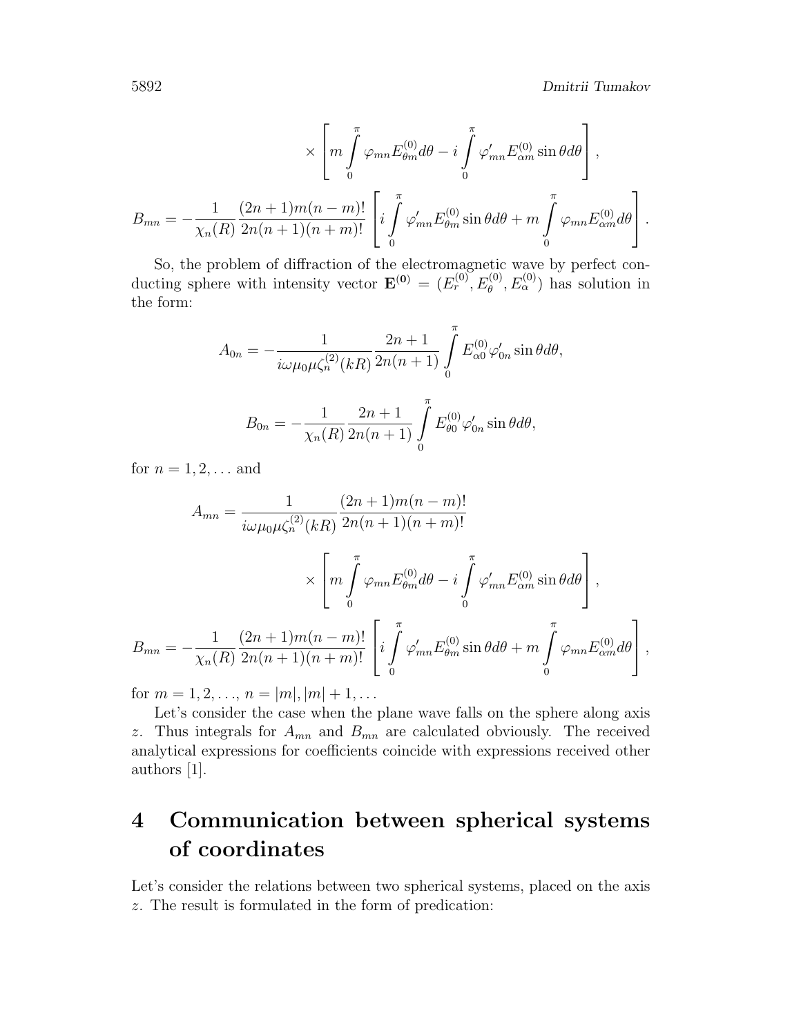$$
\times \left[ m \int_0^\pi \varphi_{mn} E_{\theta m}^{(0)} d\theta - i \int_0^\pi \varphi'_{mn} E_{\alpha m}^{(0)} \sin\theta d\theta \right],
$$

$$
B_{mn} = -\frac{1}{\chi_n(R)} \frac{(2n+1)m(n-m)!}{2n(n+1)(n+m)!} \left[ i \int_0^\pi \varphi'_{mn} E_{\theta m}^{(0)} \sin\theta d\theta + m \int_0^\pi \varphi_{mn} E_{\alpha m}^{(0)} d\theta \right].
$$

So, the problem of diffraction of the electromagnetic wave by perfect conducting sphere with intensity vector $\mathbf{E^{(0)}} = (E_r^{(0)}, E_\theta^{(0)}, E_\alpha^{(0)})$ has solution in the form:

$$
A_{0n} = -\frac{1}{i\omega\mu_0\mu\zeta_n^{(2)}(kR)} \frac{2n+1}{2n(n+1)} \int_0^\pi E_{\alpha 0}^{(0)} \varphi'_{0n} \sin\theta d\theta,
$$

$$
B_{0n} = -\frac{1}{\chi_n(R)} \frac{2n+1}{2n(n+1)} \int_0^\pi E_{\theta 0}^{(0)} \varphi'_{0n} \sin\theta d\theta,
$$

for $n = 1, 2, \ldots$ and

$$
A_{mn} = \frac{1}{i\omega\mu_0\mu\zeta_n^{(2)}(kR)} \frac{(2n+1)m(n-m)!}{2n(n+1)(n+m)!}
$$

$$
\times \left[ m \int_0^\pi \varphi_{mn} E_{\theta m}^{(0)} d\theta - i \int_0^\pi \varphi'_{mn} E_{\alpha m}^{(0)} \sin\theta d\theta \right],
$$

$$
B_{mn} = -\frac{1}{\chi_n(R)} \frac{(2n+1)m(n-m)!}{2n(n+1)(n+m)!} \left[ i \int_0^\pi \varphi'_{mn} E_{\theta m}^{(0)} \sin\theta d\theta + m \int_0^\pi \varphi_{mn} E_{\alpha m}^{(0)} d\theta \right],
$$

for $m = 1, 2, \ldots$, $n = |m|, |m| + 1, \ldots$

Let's consider the case when the plane wave falls on the sphere along axis $z$. Thus integrals for $A_{mn}$ and $B_{mn}$ are calculated obviously. The received analytical expressions for coefficients coincide with expressions received other authors [1].

# 4 Communication between spherical systems of coordinates

Let's consider the relations between two spherical systems, placed on the axis $z$. The result is formulated in the form of predication: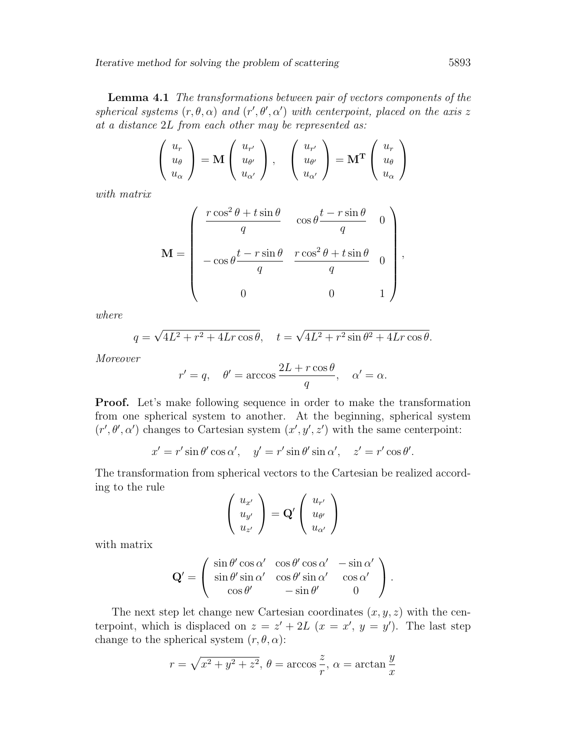**Lemma 4.1** *The transformations between pair of vectors components of the spherical systems $(r, \theta, \alpha)$ and $(r', \theta', \alpha')$ with centerpoint, placed on the axis $z$ at a distance $2L$ from each other may be represented as:*

$$\begin{pmatrix} u_r \\ u_\theta \\ u_\alpha \end{pmatrix} = \mathbf{M} \begin{pmatrix} u_{r'} \\ u_{\theta'} \\ u_{\alpha'} \end{pmatrix}, \quad \begin{pmatrix} u_{r'} \\ u_{\theta'} \\ u_{\alpha'} \end{pmatrix} = \mathbf{M^T} \begin{pmatrix} u_r \\ u_\theta \\ u_\alpha \end{pmatrix}$$

*with matrix*

$$\mathbf{M} = \begin{pmatrix} \dfrac{r\cos^2\theta + t\sin\theta}{q} & \cos\theta\dfrac{t - r\sin\theta}{q} & 0 \\ \\ -\cos\theta\dfrac{t - r\sin\theta}{q} & \dfrac{r\cos^2\theta + t\sin\theta}{q} & 0 \\ \\ 0 & 0 & 1 \end{pmatrix},$$

*where*

$$q = \sqrt{4L^2 + r^2 + 4Lr\cos\theta}, \quad t = \sqrt{4L^2 + r^2\sin\theta^2 + 4Lr\cos\theta}.$$

*Moreover*

$$r' = q, \quad \theta' = \arccos\frac{2L + r\cos\theta}{q}, \quad \alpha' = \alpha.$$

**Proof.** Let's make following sequence in order to make the transformation from one spherical system to another. At the beginning, spherical system $(r', \theta', \alpha')$ changes to Cartesian system $(x', y', z')$ with the same centerpoint:

$$x' = r'\sin\theta'\cos\alpha', \quad y' = r'\sin\theta'\sin\alpha', \quad z' = r'\cos\theta'.$$

The transformation from spherical vectors to the Cartesian be realized according to the rule

$$\begin{pmatrix} u_{x'} \\ u_{y'} \\ u_{z'} \end{pmatrix} = \mathbf{Q'} \begin{pmatrix} u_{r'} \\ u_{\theta'} \\ u_{\alpha'} \end{pmatrix}$$

with matrix

$$\mathbf{Q'} = \begin{pmatrix} \sin\theta'\cos\alpha' & \cos\theta'\cos\alpha' & -\sin\alpha' \\ \sin\theta'\sin\alpha' & \cos\theta'\sin\alpha' & \cos\alpha' \\ \cos\theta' & -\sin\theta' & 0 \end{pmatrix}.$$

The next step let change new Cartesian coordinates $(x, y, z)$ with the centerpoint, which is displaced on $z = z' + 2L$ $(x = x',\ y = y')$. The last step change to the spherical system $(r, \theta, \alpha)$:

$$r = \sqrt{x^2 + y^2 + z^2},\ \theta = \arccos\frac{z}{r},\ \alpha = \arctan\frac{y}{x}$$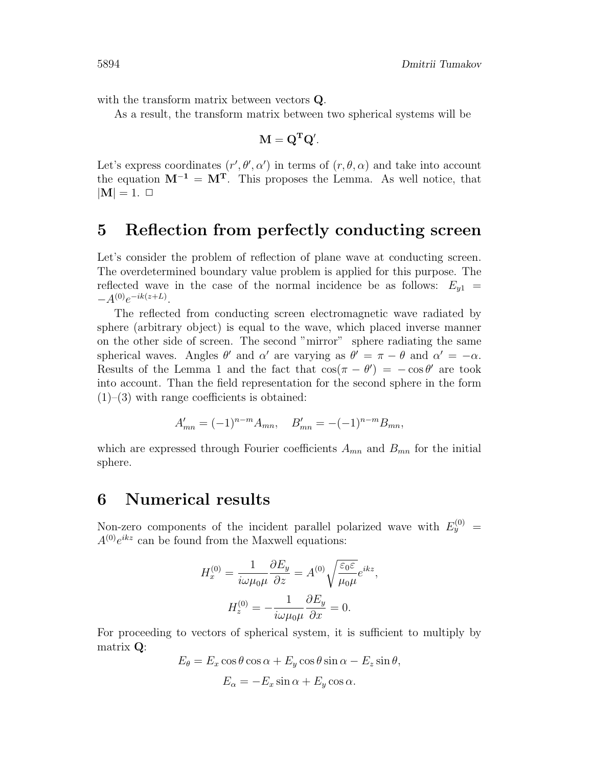with the transform matrix between vectors $\mathbf{Q}$.

As a result, the transform matrix between two spherical systems will be

$$\mathbf{M} = \mathbf{Q^T}\mathbf{Q}'.$$

Let's express coordinates $(r', \theta', \alpha')$ in terms of $(r, \theta, \alpha)$ and take into account the equation $\mathbf{M^{-1}} = \mathbf{M^T}$. This proposes the Lemma. As well notice, that $|\mathbf{M}| = 1$. □

# 5 Reflection from perfectly conducting screen

Let's consider the problem of reflection of plane wave at conducting screen. The overdetermined boundary value problem is applied for this purpose. The reflected wave in the case of the normal incidence be as follows: $E_{y1} = -A^{(0)}e^{-ik(z+L)}$.

The reflected from conducting screen electromagnetic wave radiated by sphere (arbitrary object) is equal to the wave, which placed inverse manner on the other side of screen. The second "mirror" sphere radiating the same spherical waves. Angles $\theta'$ and $\alpha'$ are varying as $\theta' = \pi - \theta$ and $\alpha' = -\alpha$. Results of the Lemma 1 and the fact that $\cos(\pi - \theta') = -\cos\theta'$ are took into account. Than the field representation for the second sphere in the form (1)–(3) with range coefficients is obtained:

$$A'_{mn} = (-1)^{n-m}A_{mn}, \quad B'_{mn} = -(-1)^{n-m}B_{mn},$$

which are expressed through Fourier coefficients $A_{mn}$ and $B_{mn}$ for the initial sphere.

# 6 Numerical results

Non-zero components of the incident parallel polarized wave with $E_y^{(0)} = A^{(0)}e^{ikz}$ can be found from the Maxwell equations:

$$H_x^{(0)} = \frac{1}{i\omega\mu_0\mu}\frac{\partial E_y}{\partial z} = A^{(0)}\sqrt{\frac{\varepsilon_0\varepsilon}{\mu_0\mu}}e^{ikz},$$

$$H_z^{(0)} = -\frac{1}{i\omega\mu_0\mu}\frac{\partial E_y}{\partial x} = 0.$$

For proceeding to vectors of spherical system, it is sufficient to multiply by matrix $\mathbf{Q}$:

$$E_\theta = E_x\cos\theta\cos\alpha + E_y\cos\theta\sin\alpha - E_z\sin\theta,$$

$$E_\alpha = -E_x\sin\alpha + E_y\cos\alpha.$$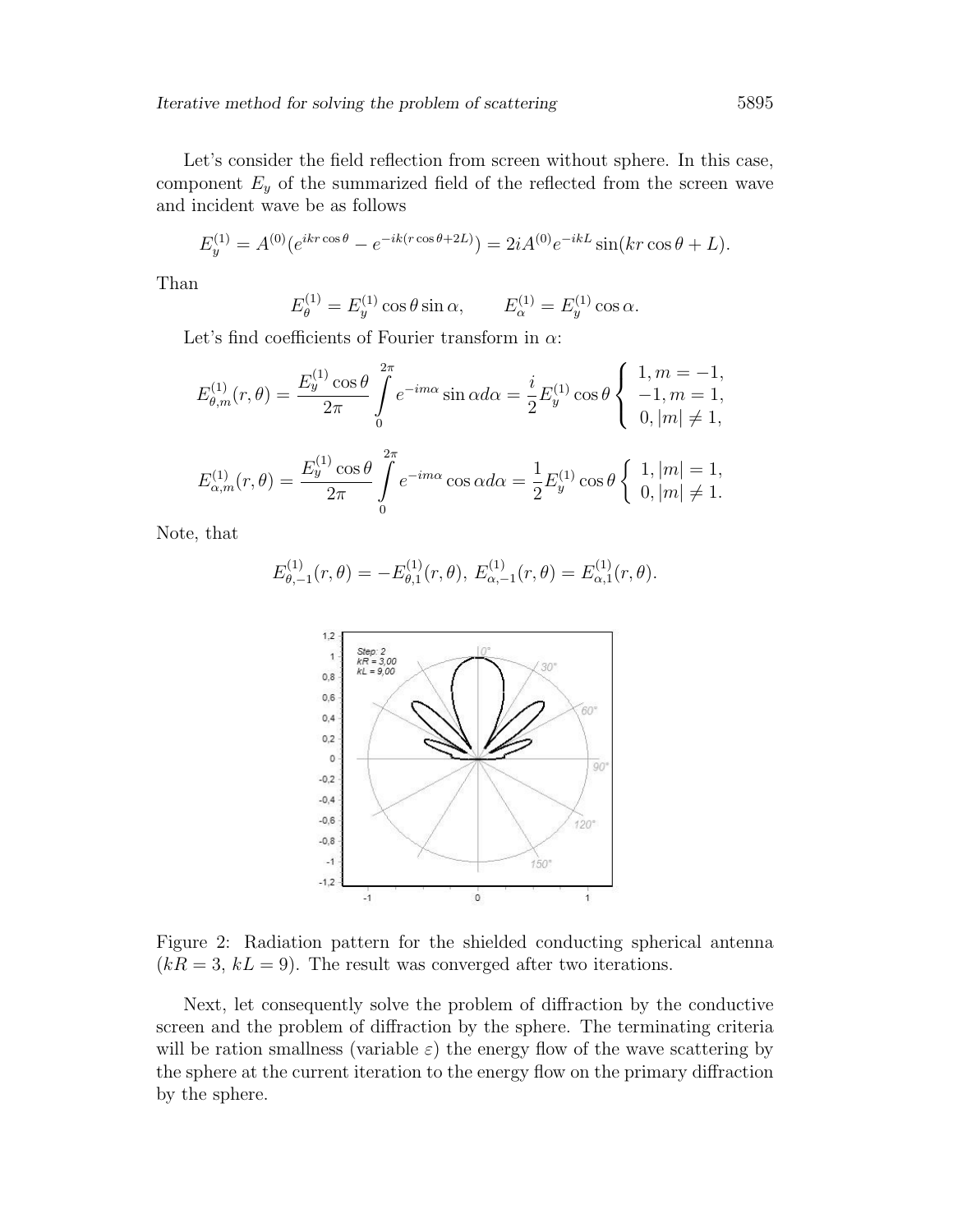Let's consider the field reflection from screen without sphere. In this case, component $E_y$ of the summarized field of the reflected from the screen wave and incident wave be as follows

$$E_y^{(1)} = A^{(0)}(e^{ikr\cos\theta} - e^{-ik(r\cos\theta+2L)}) = 2iA^{(0)}e^{-ikL}\sin(kr\cos\theta + L).$$

Than

$$E_\theta^{(1)} = E_y^{(1)}\cos\theta\sin\alpha, \qquad E_\alpha^{(1)} = E_y^{(1)}\cos\alpha.$$

Let's find coefficients of Fourier transform in $\alpha$:

$$E_{\theta,m}^{(1)}(r,\theta) = \frac{E_y^{(1)}\cos\theta}{2\pi}\int_0^{2\pi} e^{-im\alpha}\sin\alpha d\alpha = \frac{i}{2}E_y^{(1)}\cos\theta\begin{cases} 1, m=-1, \\ -1, m=1, \\ 0, |m|\neq 1, \end{cases}$$

$$E_{\alpha,m}^{(1)}(r,\theta) = \frac{E_y^{(1)}\cos\theta}{2\pi}\int_0^{2\pi} e^{-im\alpha}\cos\alpha d\alpha = \frac{1}{2}E_y^{(1)}\cos\theta\begin{cases} 1, |m|=1, \\ 0, |m|\neq 1. \end{cases}$$

Note, that

$$E_{\theta,-1}^{(1)}(r,\theta) = -E_{\theta,1}^{(1)}(r,\theta),\ E_{\alpha,-1}^{(1)}(r,\theta) = E_{\alpha,1}^{(1)}(r,\theta).$$

Figure 2: Radiation pattern for the shielded conducting spherical antenna ($kR = 3$, $kL = 9$). The result was converged after two iterations.

Next, let consequently solve the problem of diffraction by the conductive screen and the problem of diffraction by the sphere. The terminating criteria will be ration smallness (variable $\varepsilon$) the energy flow of the wave scattering by the sphere at the current iteration to the energy flow on the primary diffraction by the sphere.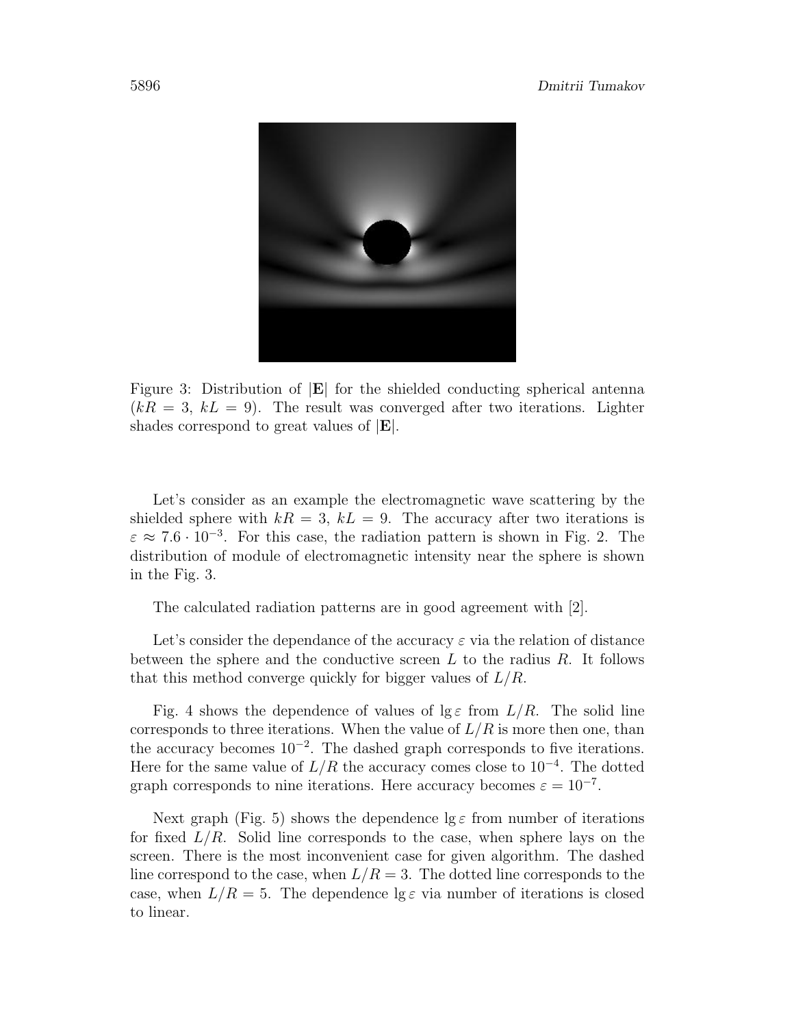Figure 3: Distribution of $|\mathbf{E}|$ for the shielded conducting spherical antenna ($kR = 3$, $kL = 9$). The result was converged after two iterations. Lighter shades correspond to great values of $|\mathbf{E}|$.

Let's consider as an example the electromagnetic wave scattering by the shielded sphere with $kR = 3$, $kL = 9$. The accuracy after two iterations is $\varepsilon \approx 7.6 \cdot 10^{-3}$. For this case, the radiation pattern is shown in Fig. 2. The distribution of module of electromagnetic intensity near the sphere is shown in the Fig. 3.

The calculated radiation patterns are in good agreement with [2].

Let's consider the dependance of the accuracy $\varepsilon$ via the relation of distance between the sphere and the conductive screen $L$ to the radius $R$. It follows that this method converge quickly for bigger values of $L/R$.

Fig. 4 shows the dependence of values of $\lg \varepsilon$ from $L/R$. The solid line corresponds to three iterations. When the value of $L/R$ is more then one, than the accuracy becomes $10^{-2}$. The dashed graph corresponds to five iterations. Here for the same value of $L/R$ the accuracy comes close to $10^{-4}$. The dotted graph corresponds to nine iterations. Here accuracy becomes $\varepsilon = 10^{-7}$.

Next graph (Fig. 5) shows the dependence $\lg \varepsilon$ from number of iterations for fixed $L/R$. Solid line corresponds to the case, when sphere lays on the screen. There is the most inconvenient case for given algorithm. The dashed line correspond to the case, when $L/R = 3$. The dotted line corresponds to the case, when $L/R = 5$. The dependence $\lg \varepsilon$ via number of iterations is closed to linear.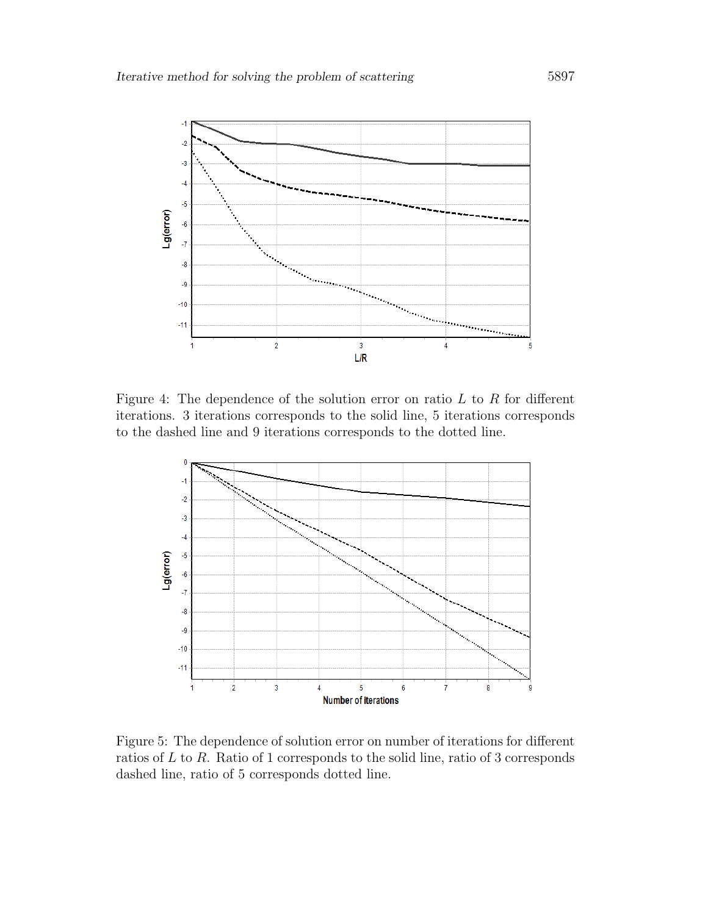Figure 4: The dependence of the solution error on ratio $L$ to $R$ for different iterations. 3 iterations corresponds to the solid line, 5 iterations corresponds to the dashed line and 9 iterations corresponds to the dotted line.

Figure 5: The dependence of solution error on number of iterations for different ratios of $L$ to $R$. Ratio of 1 corresponds to the solid line, ratio of 3 corresponds dashed line, ratio of 5 corresponds dotted line.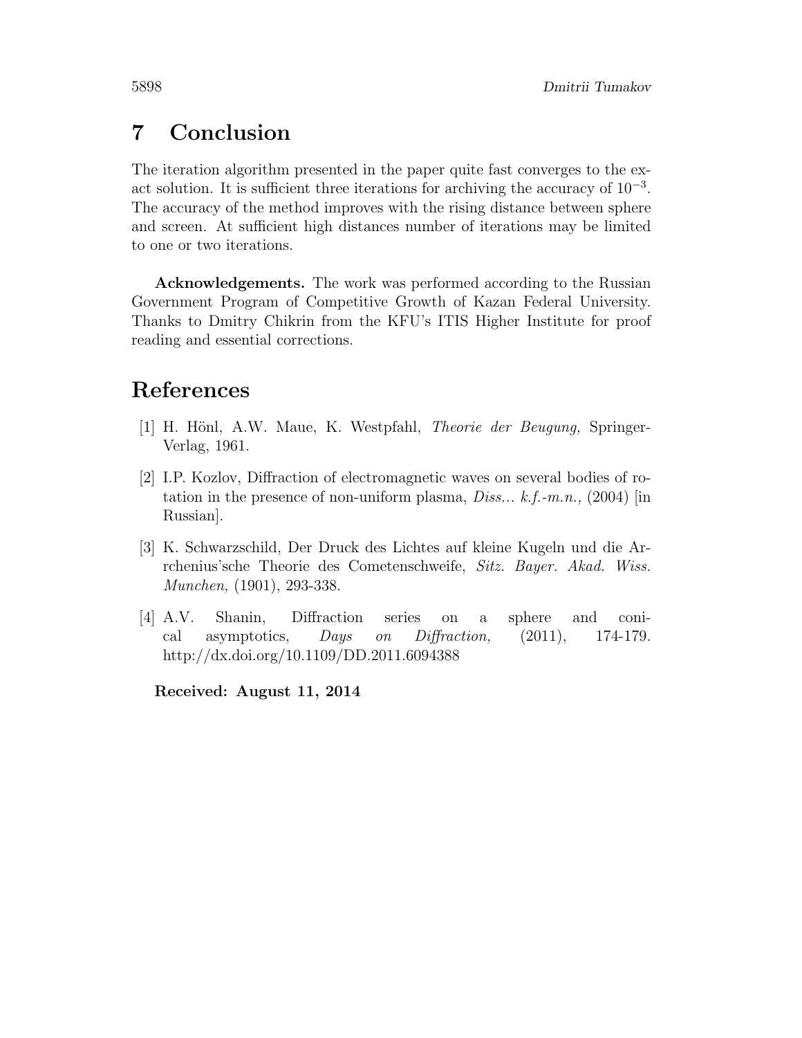## 7 Conclusion

The iteration algorithm presented in the paper quite fast converges to the exact solution. It is sufficient three iterations for archiving the accuracy of $10^{-3}$. The accuracy of the method improves with the rising distance between sphere and screen. At sufficient high distances number of iterations may be limited to one or two iterations.

**Acknowledgements.** The work was performed according to the Russian Government Program of Competitive Growth of Kazan Federal University. Thanks to Dmitry Chikrin from the KFU's ITIS Higher Institute for proof reading and essential corrections.

# References

[1] H. Hönl, A.W. Maue, K. Westpfahl, *Theorie der Beugung,* Springer-Verlag, 1961.

[2] I.P. Kozlov, Diffraction of electromagnetic waves on several bodies of rotation in the presence of non-uniform plasma, *Diss... k.f.-m.n.,* (2004) [in Russian].

[3] K. Schwarzschild, Der Druck des Lichtes auf kleine Kugeln und die Arrchenius'sche Theorie des Cometenschweife, *Sitz. Bayer. Akad. Wiss. Munchen,* (1901), 293-338.

[4] A.V. Shanin, Diffraction series on a sphere and conical asymptotics, *Days on Diffraction,* (2011), 174-179. http://dx.doi.org/10.1109/DD.2011.6094388

**Received: August 11, 2014**